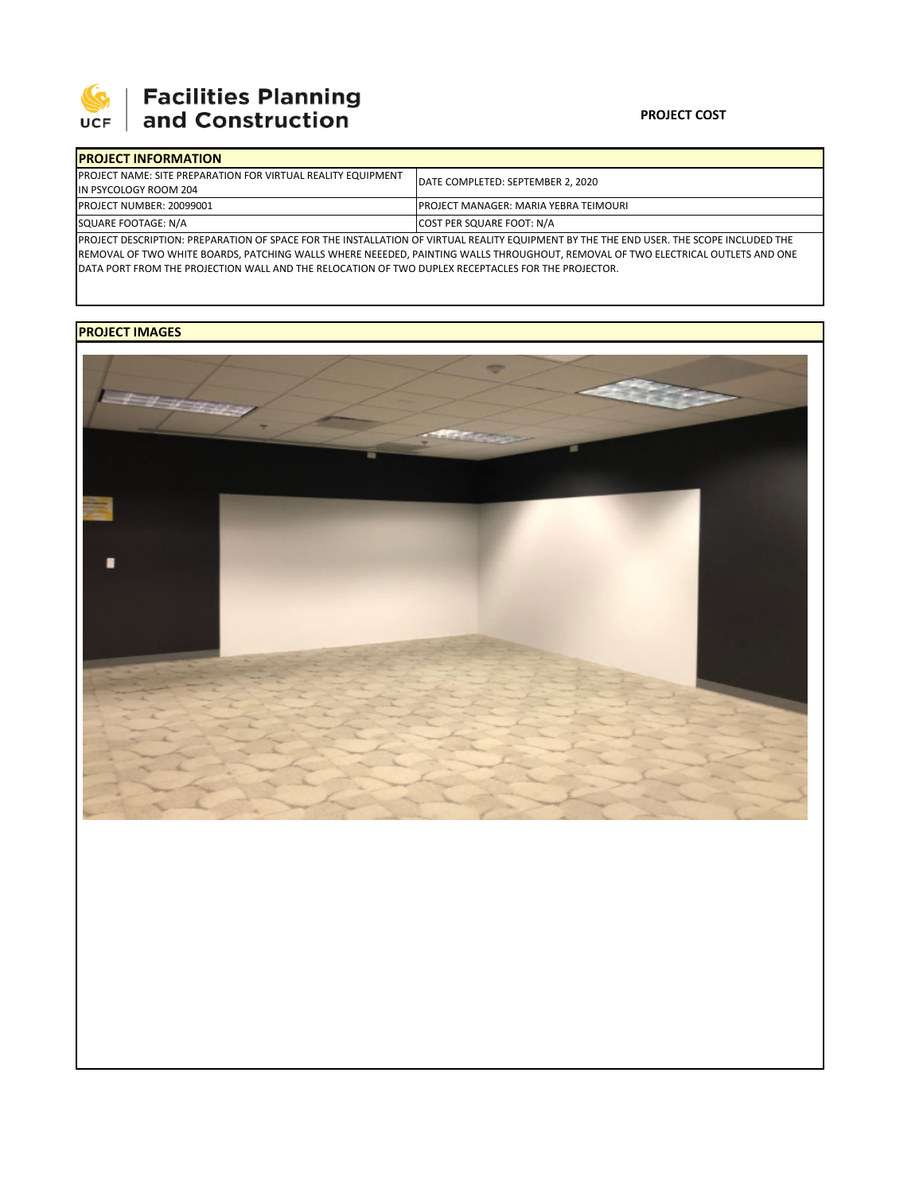**Facilities Planning and Construction**

**PROJECT COST**

| **PROJECT INFORMATION** | |
|---|---|
| PROJECT NAME: SITE PREPARATION FOR VIRTUAL REALITY EQUIPMENT IN PSYCOLOGY ROOM 204 | DATE COMPLETED: SEPTEMBER 2, 2020 |
| PROJECT NUMBER: 20099001 | PROJECT MANAGER: MARIA YEBRA TEIMOURI |
| SQUARE FOOTAGE: N/A | COST PER SQUARE FOOT: N/A |

PROJECT DESCRIPTION: PREPARATION OF SPACE FOR THE INSTALLATION OF VIRTUAL REALITY EQUIPMENT BY THE THE END USER. THE SCOPE INCLUDED THE REMOVAL OF TWO WHITE BOARDS, PATCHING WALLS WHERE NEEEDED, PAINTING WALLS THROUGHOUT, REMOVAL OF TWO ELECTRICAL OUTLETS AND ONE DATA PORT FROM THE PROJECTION WALL AND THE RELOCATION OF TWO DUPLEX RECEPTACLES FOR THE PROJECTOR.

**PROJECT IMAGES**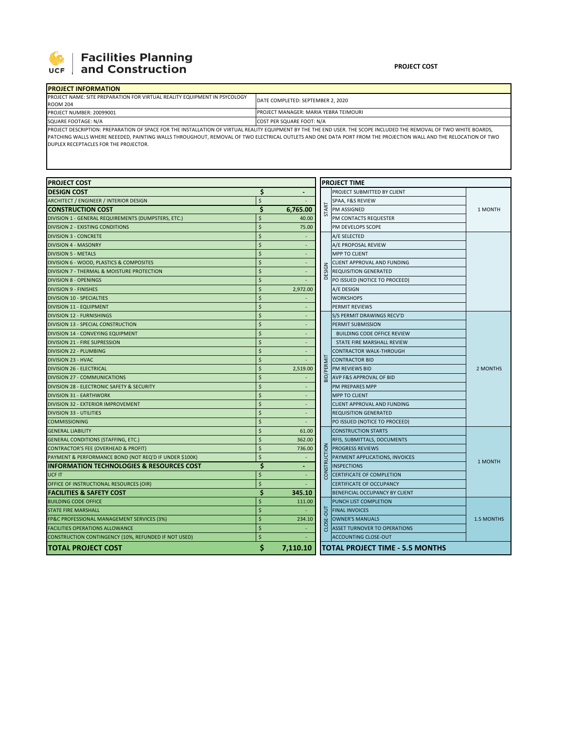**Facilities Planning and Construction**

**PROJECT COST**

| **PROJECT INFORMATION** | |
|---|---|
| PROJECT NAME: SITE PREPARATION FOR VIRTUAL REALITY EQUIPMENT IN PSYCOLOGY ROOM 204 | DATE COMPLETED: SEPTEMBER 2, 2020 |
| PROJECT NUMBER: 20099001 | PROJECT MANAGER: MARIA YEBRA TEIMOURI |
| SQUARE FOOTAGE: N/A | COST PER SQUARE FOOT: N/A |

PROJECT DESCRIPTION: PREPARATION OF SPACE FOR THE INSTALLATION OF VIRTUAL REALITY EQUIPMENT BY THE THE END USER. THE SCOPE INCLUDED THE REMOVAL OF TWO WHITE BOARDS, PATCHING WALLS WHERE NEEEDED, PAINTING WALLS THROUGHOUT, REMOVAL OF TWO ELECTRICAL OUTLETS AND ONE DATA PORT FROM THE PROJECTION WALL AND THE RELOCATION OF TWO DUPLEX RECEPTACLES FOR THE PROJECTOR.

| **PROJECT COST** | | |
|---|---|---|
| **DESIGN COST** | **$** | **-** |
| ARCHITECT / ENGINEER / INTERIOR DESIGN | $ | - |
| **CONSTRUCTION COST** | **$** | **6,765.00** |
| DIVISION 1 - GENERAL REQUIREMENTS (DUMPSTERS, ETC.) | $ | 40.00 |
| DIVISION 2 - EXISTING CONDITIONS | $ | 75.00 |
| DIVISION 3 - CONCRETE | $ | - |
| DIVISION 4 - MASONRY | $ | - |
| DIVISION 5 - METALS | $ | - |
| DIVISION 6 - WOOD, PLASTICS & COMPOSITES | $ | - |
| DIVISION 7 - THERMAL & MOISTURE PROTECTION | $ | - |
| DIVISION 8 - OPENINGS | $ | - |
| DIVISION 9 - FINISHES | $ | 2,972.00 |
| DIVISION 10 - SPECIALTIES | $ | - |
| DIVISION 11 - EQUIPMENT | $ | - |
| DIVISION 12 - FURNISHINGS | $ | - |
| DIVISION 13 - SPECIAL CONSTRUCTION | $ | - |
| DIVISION 14 - CONVEYING EQUIPMENT | $ | - |
| DIVISION 21 - FIRE SUPRESSION | $ | - |
| DIVISION 22 - PLUMBING | $ | - |
| DIVISION 23 - HVAC | $ | - |
| DIVISION 26 - ELECTRICAL | $ | 2,519.00 |
| DIVISION 27 - COMMUNICATIONS | $ | - |
| DIVISION 28 - ELECTRONIC SAFETY & SECURITY | $ | - |
| DIVISION 31 - EARTHWORK | $ | - |
| DIVISION 32 - EXTERIOR IMPROVEMENT | $ | - |
| DIVISION 33 - UTILITIES | $ | - |
| COMMISSIONING | $ | - |
| GENERAL LIABILITY | $ | 61.00 |
| GENERAL CONDITIONS (STAFFING, ETC.) | $ | 362.00 |
| CONTRACTOR'S FEE (OVERHEAD & PROFIT) | $ | 736.00 |
| PAYMENT & PERFORMANCE BOND (NOT REQ'D IF UNDER $100K) | $ | - |
| **INFORMATION TECHNOLOGIES & RESOURCES COST** | **$** | **-** |
| UCF IT | $ | - |
| OFFICE OF INSTRUCTIONAL RESOURCES (OIR) | $ | - |
| **FACILITIES & SAFETY COST** | **$** | **345.10** |
| BUILDING CODE OFFICE | $ | 111.00 |
| STATE FIRE MARSHALL | $ | - |
| FP&C PROFESSIONAL MANAGEMENT SERVICES (3%) | $ | 234.10 |
| FACILITIES OPERATIONS ALLOWANCE | $ | - |
| CONSTRUCTION CONTINGENCY (10%, REFUNDED IF NOT USED) | $ | - |
| **TOTAL PROJECT COST** | **$** | **7,110.10** |

| **PROJECT TIME** | | |
|---|---|---|
| START | PROJECT SUBMITTED BY CLIENT | 1 MONTH |
| | SPAA, F&S REVIEW | |
| | PM ASSIGNED | |
| | PM CONTACTS REQUESTER | |
| | PM DEVELOPS SCOPE | |
| DESIGN | A/E SELECTED | |
| | A/E PROPOSAL REVIEW | |
| | MPP TO CLIENT | |
| | CLIENT APPROVAL AND FUNDING | |
| | REQUISITION GENERATED | |
| | PO ISSUED (NOTICE TO PROCEED) | |
| | A/E DESIGN | |
| | WORKSHOPS | |
| | PERMIT REVIEWS | |
| BID/PERMIT | S/S PERMIT DRAWINGS RECV'D | 2 MONTHS |
| | PERMIT SUBMISSION | |
| | BUILDING CODE OFFICE REVIEW | |
| | STATE FIRE MARSHALL REVIEW | |
| | CONTRACTOR WALK-THROUGH | |
| | CONTRACTOR BID | |
| | PM REVIEWS BID | |
| | AVP F&S APPROVAL OF BID | |
| | PM PREPARES MPP | |
| | MPP TO CLIENT | |
| | CLIENT APPROVAL AND FUNDING | |
| | REQUISITION GENERATED | |
| | PO ISSUED (NOTICE TO PROCEED) | |
| CONSTRUCTION | CONSTRUCTION STARTS | 1 MONTH |
| | RFIS, SUBMITTALS, DOCUMENTS | |
| | PROGRESS REVIEWS | |
| | PAYMENT APPLICATIONS, INVOICES | |
| | INSPECTIONS | |
| | CERTIFICATE OF COMPLETION | |
| | CERTIFICATE OF OCCUPANCY | |
| | BENEFICIAL OCCUPANCY BY CLIENT | |
| CLOSE-OUT | PUNCH LIST COMPLETION | 1.5 MONTHS |
| | FINAL INVOICES | |
| | OWNER'S MANUALS | |
| | ASSET TURNOVER TO OPERATIONS | |
| | ACCOUNTING CLOSE-OUT | |
| **TOTAL PROJECT TIME - 5.5 MONTHS** | | |